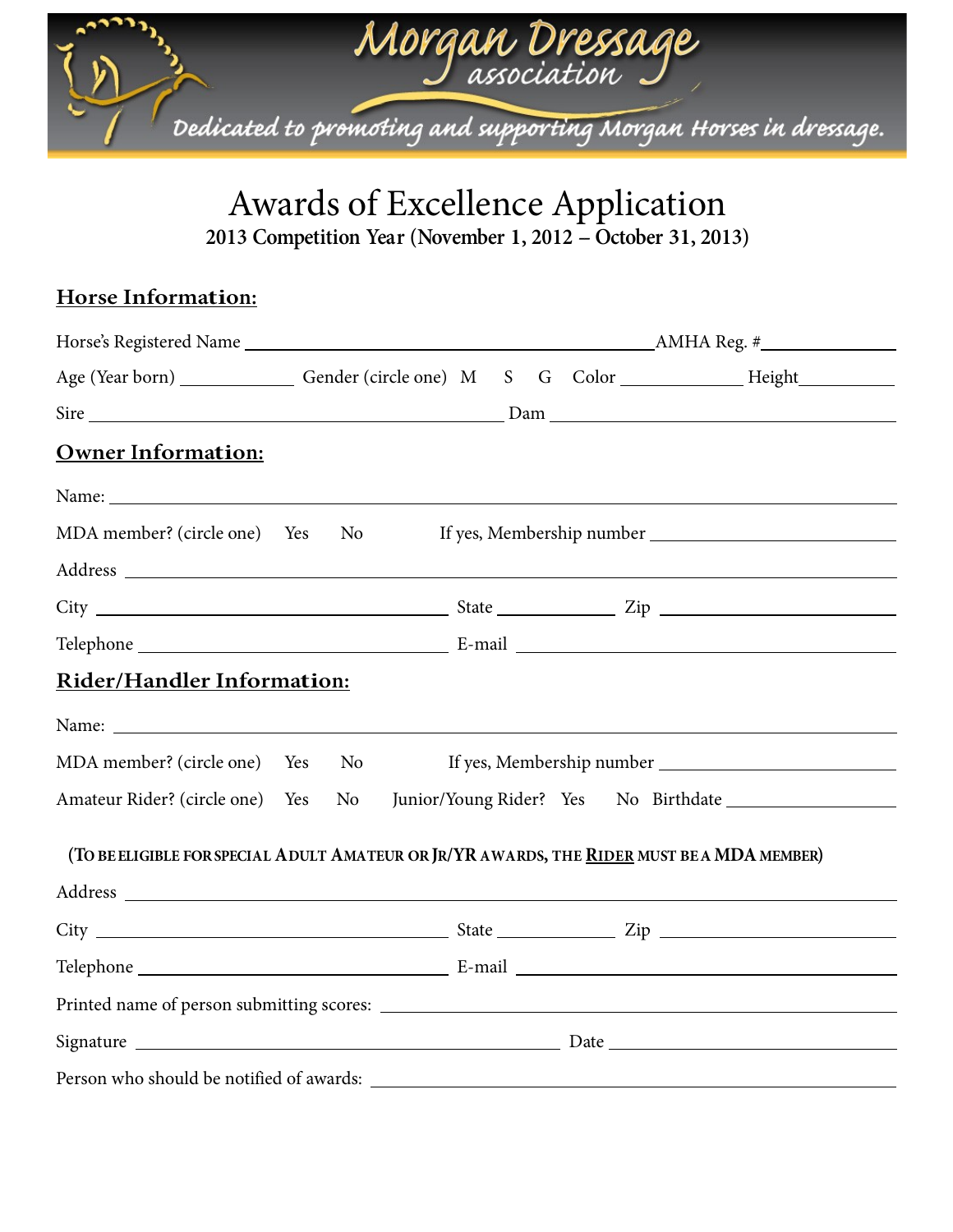# Morgan Dressage association

*Dedicated to promoting and supporting Morgan Horses in dressage.*

# Awards of Excellence Application

**2013 Competition Year (November 1, 2012 – October 31, 2013)**

## Horse Information:

Horse's Registered Name ______________________________ AMHA Reg. # ____________

Age (Year born) __________ Gender (circle one) M S G Color __________ Height __________

Sire ______________________________ Dam ______________________________

## Owner Information:

Name: ______________________________

MDA member? (circle one) Yes No If yes, Membership number ____________________

Address ______________________________

City ____________________ State __________ Zip __________

Telephone ____________________ E-mail ____________________

## Rider/Handler Information:

Name: ______________________________

MDA member? (circle one) Yes No If yes, Membership number ____________________

Amateur Rider? (circle one) Yes No Junior/Young Rider? Yes No Birthdate ______________

(TO BE ELIGIBLE FOR SPECIAL ADULT AMATEUR OR JR/YR AWARDS, THE RIDER MUST BE A MDA MEMBER)

Address ______________________________

City ____________________ State __________ Zip __________

Telephone ____________________ E-mail ____________________

Printed name of person submitting scores: ______________________________

Signature ______________________________ Date ____________________

Person who should be notified of awards: ______________________________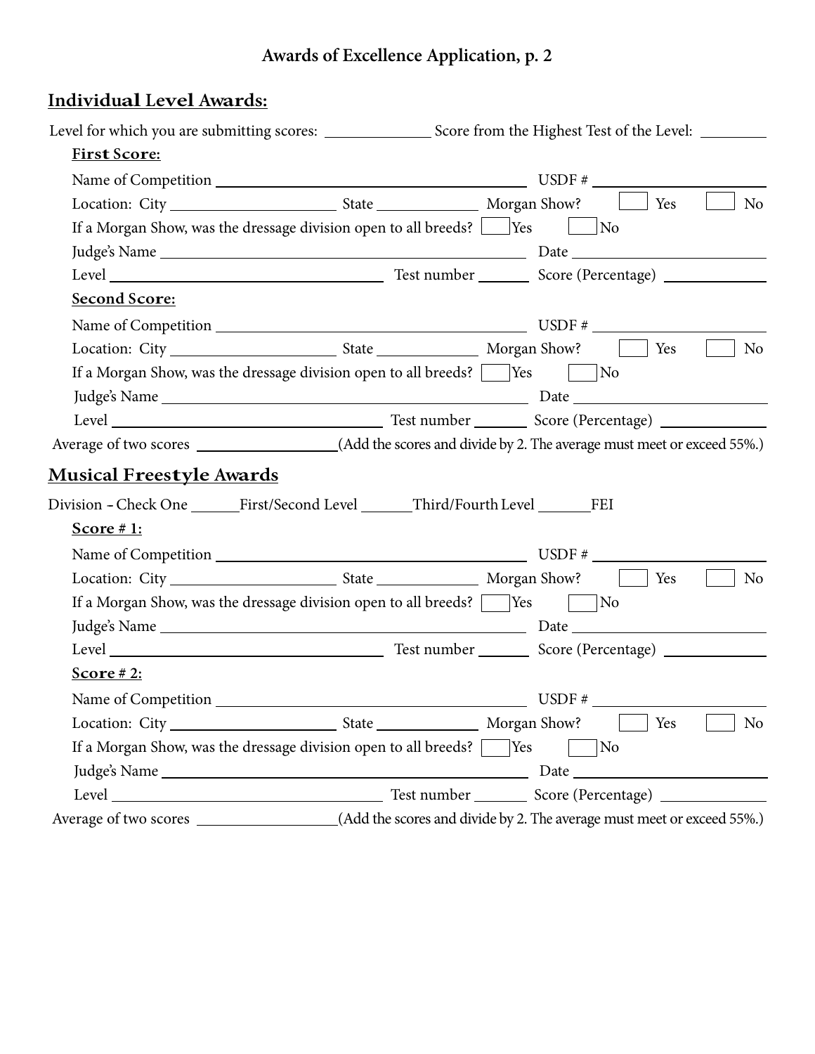# Awards of Excellence Application, p. 2

## Individual Level Awards:

Level for which you are submitting scores: ______________ Score from the Highest Test of the Level: ________

### First Score:

Name of Competition ________________________________________ USDF # ______________________

Location: City ____________________ State ____________ Morgan Show? ☐ Yes ☐ No

If a Morgan Show, was the dressage division open to all breeds? ☐ Yes ☐ No

Judge's Name ________________________________________ Date ______________________

Level ________________________________ Test number ______ Score (Percentage) ____________

### Second Score:

Name of Competition ________________________________________ USDF # ______________________

Location: City ____________________ State ____________ Morgan Show? ☐ Yes ☐ No

If a Morgan Show, was the dressage division open to all breeds? ☐ Yes ☐ No

Judge's Name ________________________________________ Date ______________________

Level ________________________________ Test number ______ Score (Percentage) ____________

Average of two scores ________________ (Add the scores and divide by 2. The average must meet or exceed 55%.)

## Musical Freestyle Awards

Division – Check One ______First/Second Level ______Third/Fourth Level ______FEI

### Score # 1:

Name of Competition ________________________________________ USDF # ______________________

Location: City ____________________ State ____________ Morgan Show? ☐ Yes ☐ No

If a Morgan Show, was the dressage division open to all breeds? ☐ Yes ☐ No

Judge's Name ________________________________________ Date ______________________

Level ________________________________ Test number ______ Score (Percentage) ____________

### Score # 2:

Name of Competition ________________________________________ USDF # ______________________

Location: City ____________________ State ____________ Morgan Show? ☐ Yes ☐ No

If a Morgan Show, was the dressage division open to all breeds? ☐ Yes ☐ No

Judge's Name ________________________________________ Date ______________________

Level ________________________________ Test number ______ Score (Percentage) ____________

Average of two scores ________________ (Add the scores and divide by 2. The average must meet or exceed 55%.)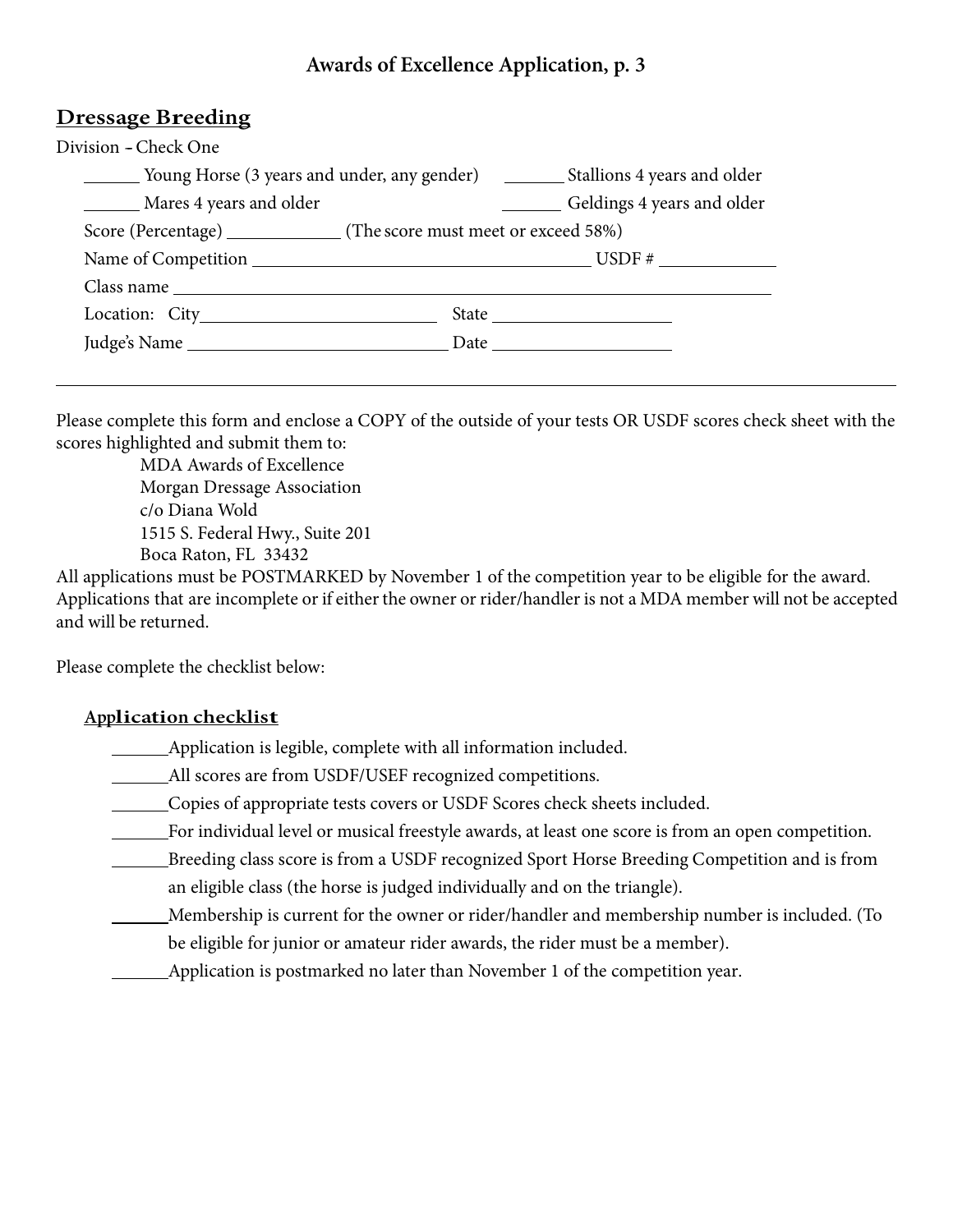## Awards of Excellence Application, p. 3

### Dressage Breeding

Division – Check One

______ Young Horse (3 years and under, any gender) ______ Stallions 4 years and older

______ Mares 4 years and older ______ Geldings 4 years and older

Score (Percentage) ____________ (The score must meet or exceed 58%)

Name of Competition ______________________________ USDF # ____________

Class name ______________________________________________

Location: City ____________________ State ________________

Judge's Name ______________________ Date ________________

---

Please complete this form and enclose a COPY of the outside of your tests OR USDF scores check sheet with the scores highlighted and submit them to:

MDA Awards of Excellence  
Morgan Dressage Association  
c/o Diana Wold  
1515 S. Federal Hwy., Suite 201  
Boca Raton, FL 33432

All applications must be POSTMARKED by November 1 of the competition year to be eligible for the award. Applications that are incomplete or if either the owner or rider/handler is not a MDA member will not be accepted and will be returned.

Please complete the checklist below:

#### Application checklist

______Application is legible, complete with all information included.

______All scores are from USDF/USEF recognized competitions.

______Copies of appropriate tests covers or USDF Scores check sheets included.

______For individual level or musical freestyle awards, at least one score is from an open competition.

______Breeding class score is from a USDF recognized Sport Horse Breeding Competition and is from an eligible class (the horse is judged individually and on the triangle).

______Membership is current for the owner or rider/handler and membership number is included. (To be eligible for junior or amateur rider awards, the rider must be a member).

______Application is postmarked no later than November 1 of the competition year.